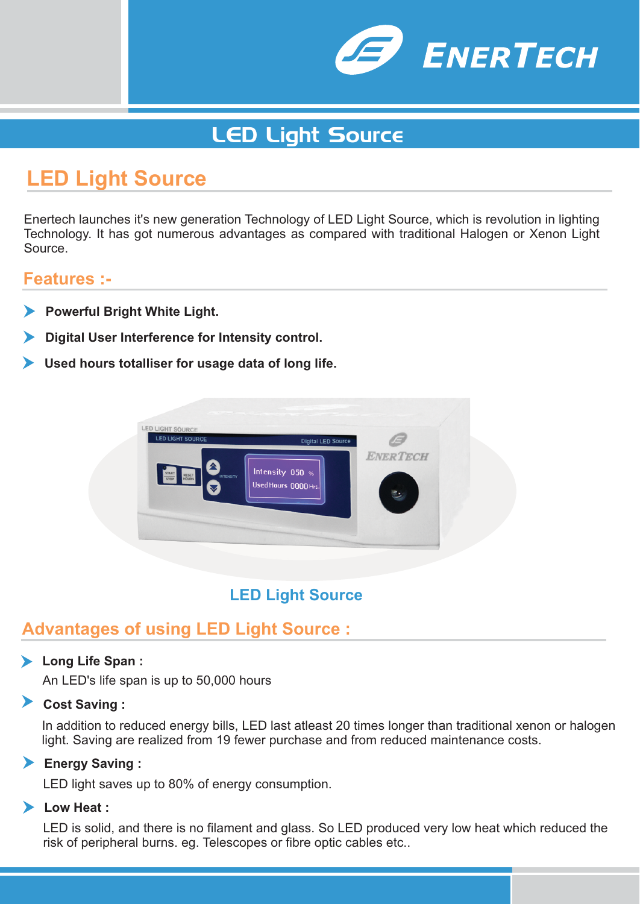# LED Light Source

## LED Light Source

Enertech launches it's new generation Technology of LED Light Source, which is revolution in lighting Technology. It has got numerous advantages as compared with traditional Halogen or Xenon Light Source.

### Features :-

- **Powerful Bright White Light.**
- **Digital User Interference for Intensity control.**
- **Used hours totalliser for usage data of long life.**

LED Light Source

### Advantages of using LED Light Source :

- **Long Life Span :**

  An LED's life span is up to 50,000 hours

- **Cost Saving :**

  In addition to reduced energy bills, LED last atleast 20 times longer than traditional xenon or halogen light. Saving are realized from 19 fewer purchase and from reduced maintenance costs.

- **Energy Saving :**

  LED light saves up to 80% of energy consumption.

- **Low Heat :**

  LED is solid, and there is no filament and glass. So LED produced very low heat which reduced the risk of peripheral burns. eg. Telescopes or fibre optic cables etc..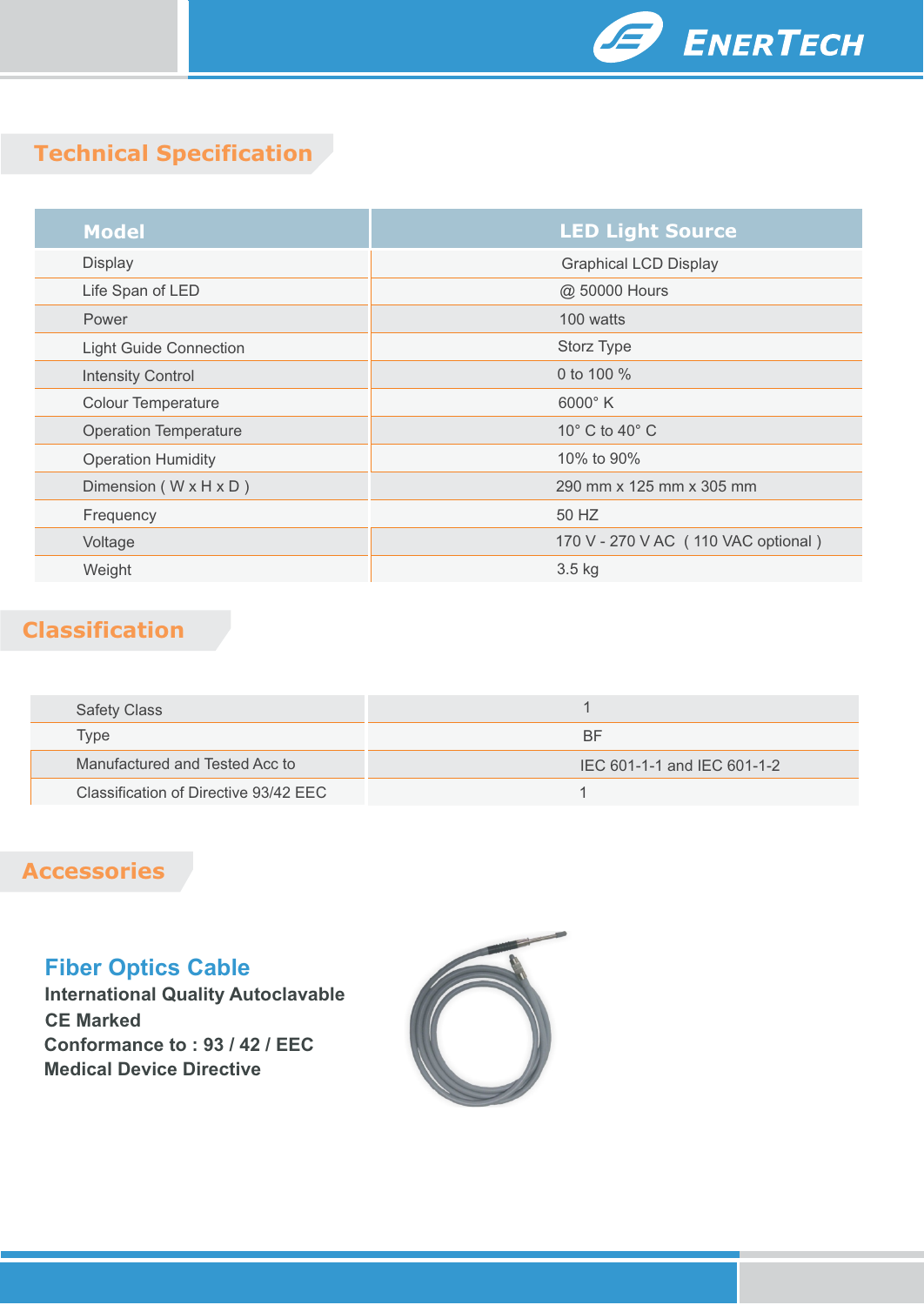## Technical Specification

| Model | LED Light Source |
|---|---|
| Display | Graphical LCD Display |
| Life Span of LED | @ 50000 Hours |
| Power | 100 watts |
| Light Guide Connection | Storz Type |
| Intensity Control | 0 to 100 % |
| Colour Temperature | 6000° K |
| Operation Temperature | 10° C to 40° C |
| Operation Humidity | 10% to 90% |
| Dimension ( W x H x D ) | 290 mm x 125 mm x 305 mm |
| Frequency | 50 HZ |
| Voltage | 170 V - 270 V AC ( 110 VAC optional ) |
| Weight | 3.5 kg |

## Classification

| | |
|---|---|
| Safety Class | 1 |
| Type | BF |
| Manufactured and Tested Acc to | IEC 601-1-1 and IEC 601-1-2 |
| Classification of Directive 93/42 EEC | 1 |

## Accessories

### Fiber Optics Cable

**International Quality Autoclavable**
**CE Marked**
**Conformance to : 93 / 42 / EEC**
**Medical Device Directive**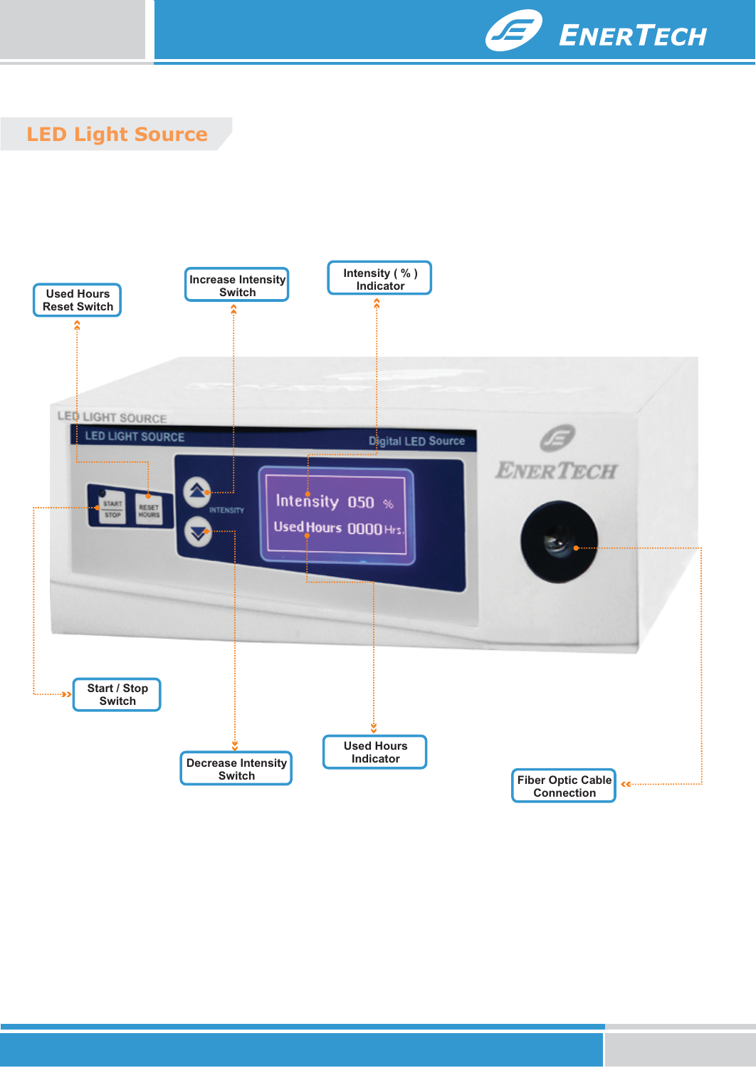## LED Light Source

Used Hours Reset Switch

Increase Intensity Switch

Intensity ( % ) Indicator

Start / Stop Switch

Decrease Intensity Switch

Used Hours Indicator

Fiber Optic Cable Connection